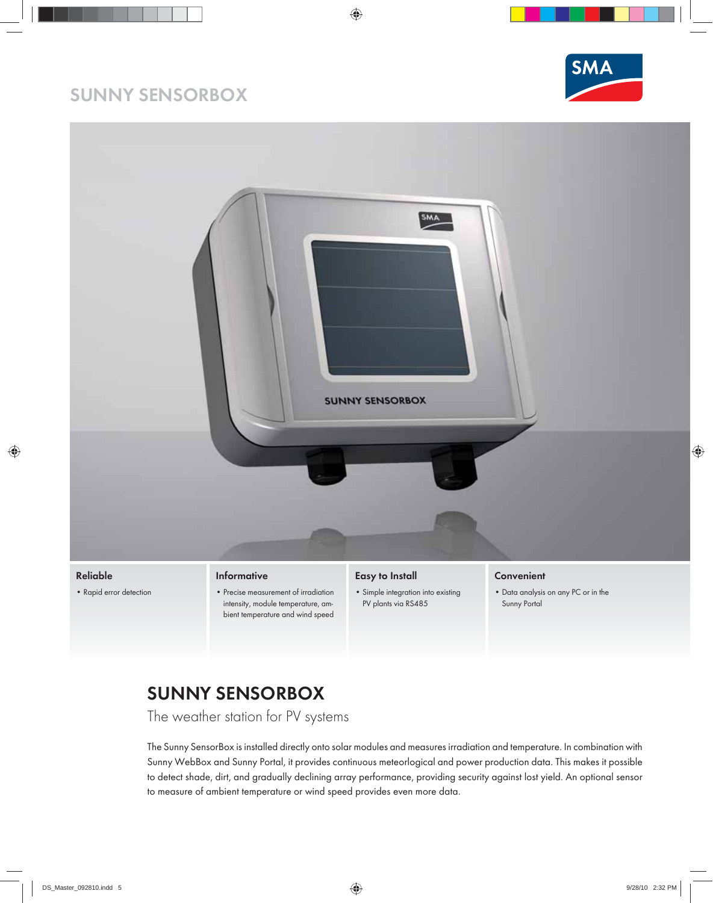# SUNNY SENSORBOX

### Reliable

- Rapid error detection

### Informative

- Precise measurement of irradiation intensity, module temperature, ambient temperature and wind speed

### Easy to Install

- Simple integration into existing PV plants via RS485

### Convenient

- Data analysis on any PC or in the Sunny Portal

## SUNNY SENSORBOX

The weather station for PV systems

The Sunny SensorBox is installed directly onto solar modules and measures irradiation and temperature. In combination with Sunny WebBox and Sunny Portal, it provides continuous meteorlogical and power production data. This makes it possible to detect shade, dirt, and gradually declining array performance, providing security against lost yield. An optional sensor to measure of ambient temperature or wind speed provides even more data.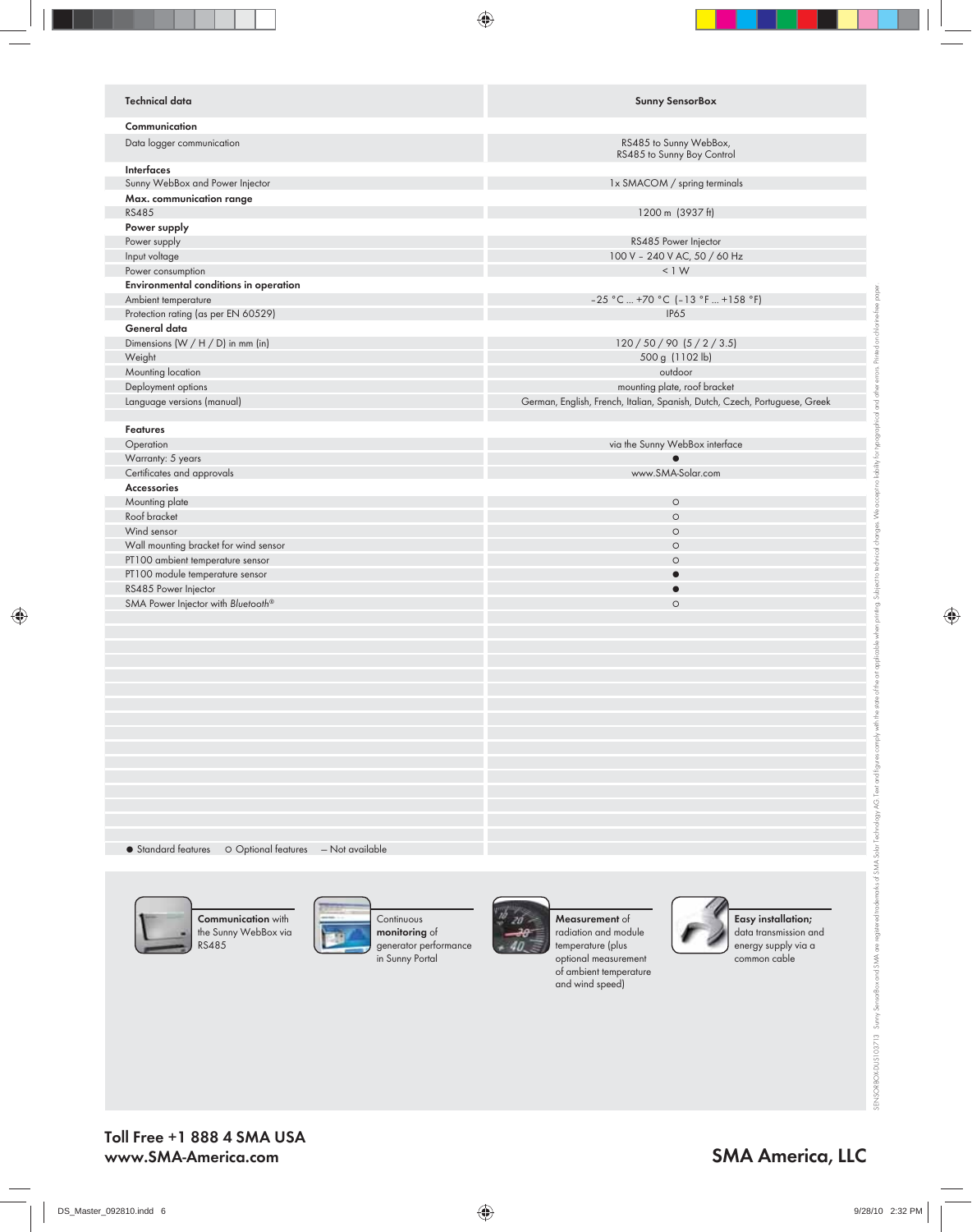| Technical data | Sunny SensorBox |
|---|---|
| **Communication** | |
| Data logger communication | RS485 to Sunny WebBox, RS485 to Sunny Boy Control |
| **Interfaces** | |
| Sunny WebBox and Power Injector | 1x SMACOM / spring terminals |
| **Max. communication range** | |
| RS485 | 1200 m (3937 ft) |
| **Power supply** | |
| Power supply | RS485 Power Injector |
| Input voltage | 100 V – 240 V AC, 50 / 60 Hz |
| Power consumption | < 1 W |
| **Environmental conditions in operation** | |
| Ambient temperature | –25 °C ... +70 °C (–13 °F ... +158 °F) |
| Protection rating (as per EN 60529) | IP65 |
| **General data** | |
| Dimensions (W / H / D) in mm (in) | 120 / 50 / 90 (5 / 2 / 3.5) |
| Weight | 500 g (1102 lb) |
| Mounting location | outdoor |
| Deployment options | mounting plate, roof bracket |
| Language versions (manual) | German, English, French, Italian, Spanish, Dutch, Czech, Portuguese, Greek |
| **Features** | |
| Operation | via the Sunny WebBox interface |
| Warranty: 5 years | ● |
| Certificates and approvals | www.SMA-Solar.com |
| **Accessories** | |
| Mounting plate | ○ |
| Roof bracket | ○ |
| Wind sensor | ○ |
| Wall mounting bracket for wind sensor | ○ |
| PT100 ambient temperature sensor | ○ |
| PT100 module temperature sensor | ● |
| RS485 Power Injector | ● |
| SMA Power Injector with *Bluetooth*® | ○ |

● Standard features ○ Optional features – Not available

**Communication** with the Sunny WebBox via RS485

Continuous **monitoring** of generator performance in Sunny Portal

**Measurement** of radiation and module temperature (plus optional measurement of ambient temperature and wind speed)

**Easy installation;** data transmission and energy supply via a common cable

SENSORBOX-DUS103713 Sunny SensorBox and SMA are registered trademarks of SMA Solar Technology AG. Text and figures comply with the state of the art applicable when printing. Subject to technical changes. We accept no liability for typographical and other errors. Printed on chlorine-free paper.

**Toll Free +1 888 4 SMA USA**
**www.SMA-America.com**

**SMA America, LLC**